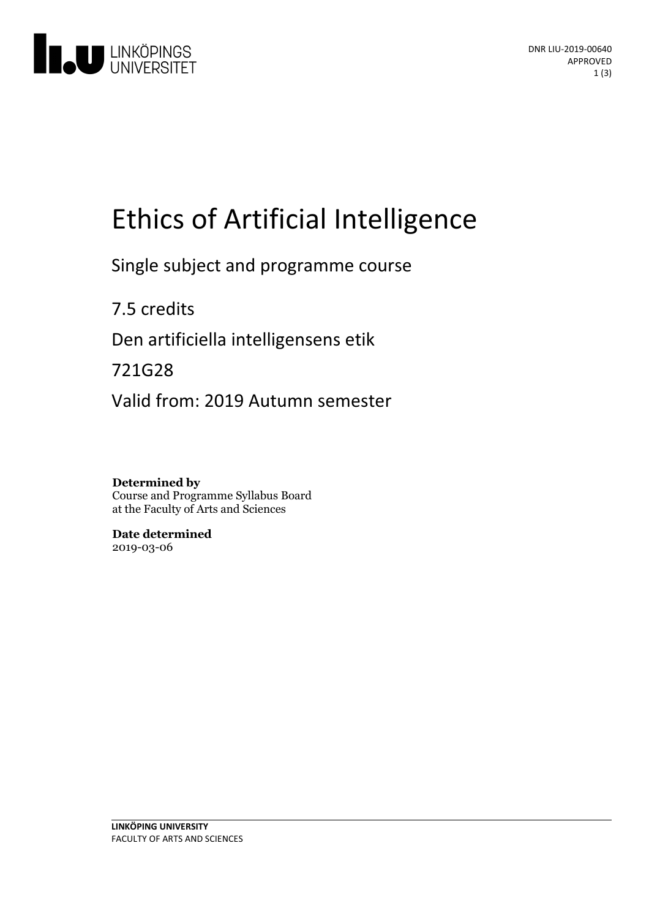DNR LIU-2019-00640
APPROVED

# Ethics of Artificial Intelligence

Single subject and programme course

7.5 credits

Den artificiella intelligensens etik

721G28

Valid from: 2019 Autumn semester

**Determined by**
Course and Programme Syllabus Board at the Faculty of Arts and Sciences

**Date determined**
2019-03-06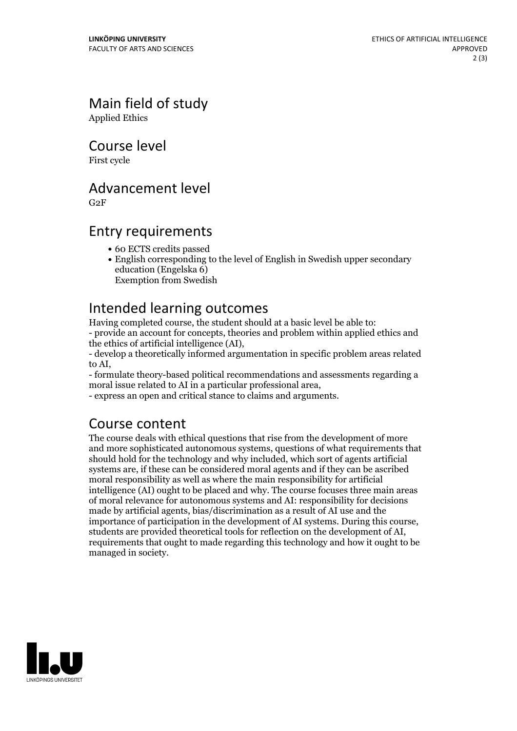## Main field of study

Applied Ethics

## Course level

First cycle

## Advancement level

G2F

## Entry requirements

- 60 ECTS credits passed
- English corresponding to the level of English in Swedish upper secondary education (Engelska 6)
  Exemption from Swedish

## Intended learning outcomes

Having completed course, the student should at a basic level be able to:
- provide an account for concepts, theories and problem within applied ethics and the ethics of artificial intelligence (AI),
- develop a theoretically informed argumentation in specific problem areas related to AI,
- formulate theory-based political recommendations and assessments regarding a moral issue related to AI in a particular professional area,
- express an open and critical stance to claims and arguments.

## Course content

The course deals with ethical questions that rise from the development of more and more sophisticated autonomous systems, questions of what requirements that should hold for the technology and why included, which sort of agents artificial systems are, if these can be considered moral agents and if they can be ascribed moral responsibility as well as where the main responsibility for artificial intelligence (AI) ought to be placed and why. The course focuses three main areas of moral relevance for autonomous systems and AI: responsibility for decisions made by artificial agents, bias/discrimination as a result of AI use and the importance of participation in the development of AI systems. During this course, students are provided theoretical tools for reflection on the development of AI, requirements that ought to made regarding this technology and how it ought to be managed in society.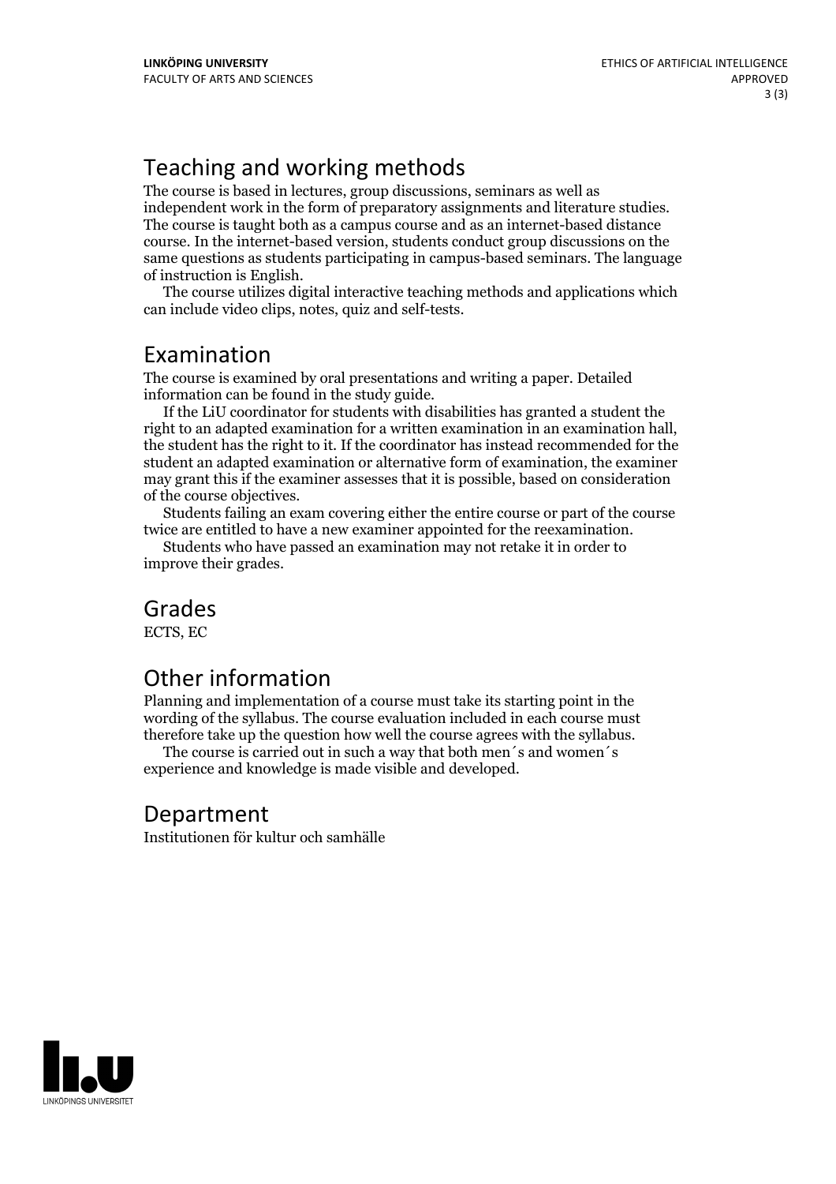## Teaching and working methods

The course is based in lectures, group discussions, seminars as well as independent work in the form of preparatory assignments and literature studies. The course is taught both as a campus course and as an internet-based distance course. In the internet-based version, students conduct group discussions on the same questions as students participating in campus-based seminars. The language of instruction is English.

The course utilizes digital interactive teaching methods and applications which can include video clips, notes, quiz and self-tests.

## Examination

The course is examined by oral presentations and writing a paper. Detailed information can be found in the study guide.

If the LiU coordinator for students with disabilities has granted a student the right to an adapted examination for a written examination in an examination hall, the student has the right to it. If the coordinator has instead recommended for the student an adapted examination or alternative form of examination, the examiner may grant this if the examiner assesses that it is possible, based on consideration of the course objectives.

Students failing an exam covering either the entire course or part of the course twice are entitled to have a new examiner appointed for the reexamination.

Students who have passed an examination may not retake it in order to improve their grades.

## Grades

ECTS, EC

## Other information

Planning and implementation of a course must take its starting point in the wording of the syllabus. The course evaluation included in each course must therefore take up the question how well the course agrees with the syllabus.

The course is carried out in such a way that both men´s and women´s experience and knowledge is made visible and developed.

## Department

Institutionen för kultur och samhälle